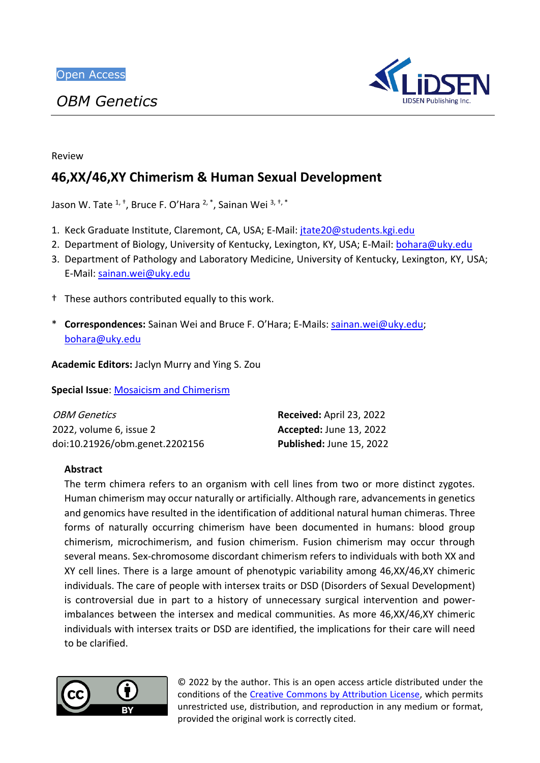Open Access

*OBM Genetics*

Review

# 46,XX/46,XY Chimerism & Human Sexual Development

Jason W. Tate [1,†], Bruce F. O'Hara [2,*], Sainan Wei [3,†,*]

1. Keck Graduate Institute, Claremont, CA, USA; E-Mail: jtate20@students.kgi.edu
2. Department of Biology, University of Kentucky, Lexington, KY, USA; E-Mail: bohara@uky.edu
3. Department of Pathology and Laboratory Medicine, University of Kentucky, Lexington, KY, USA; E-Mail: sainan.wei@uky.edu

† These authors contributed equally to this work.

\* **Correspondences:** Sainan Wei and Bruce F. O'Hara; E-Mails: sainan.wei@uky.edu; bohara@uky.edu

**Academic Editors:** Jaclyn Murry and Ying S. Zou

**Special Issue**: Mosaicism and Chimerism

*OBM Genetics*
2022, volume 6, issue 2
doi:10.21926/obm.genet.2202156

**Received:** April 23, 2022
**Accepted:** June 13, 2022
**Published:** June 15, 2022

## Abstract

The term chimera refers to an organism with cell lines from two or more distinct zygotes. Human chimerism may occur naturally or artificially. Although rare, advancements in genetics and genomics have resulted in the identification of additional natural human chimeras. Three forms of naturally occurring chimerism have been documented in humans: blood group chimerism, microchimerism, and fusion chimerism. Fusion chimerism may occur through several means. Sex-chromosome discordant chimerism refers to individuals with both XX and XY cell lines. There is a large amount of phenotypic variability among 46,XX/46,XY chimeric individuals. The care of people with intersex traits or DSD (Disorders of Sexual Development) is controversial due in part to a history of unnecessary surgical intervention and power-imbalances between the intersex and medical communities. As more 46,XX/46,XY chimeric individuals with intersex traits or DSD are identified, the implications for their care will need to be clarified.

© 2022 by the author. This is an open access article distributed under the conditions of the Creative Commons by Attribution License, which permits unrestricted use, distribution, and reproduction in any medium or format, provided the original work is correctly cited.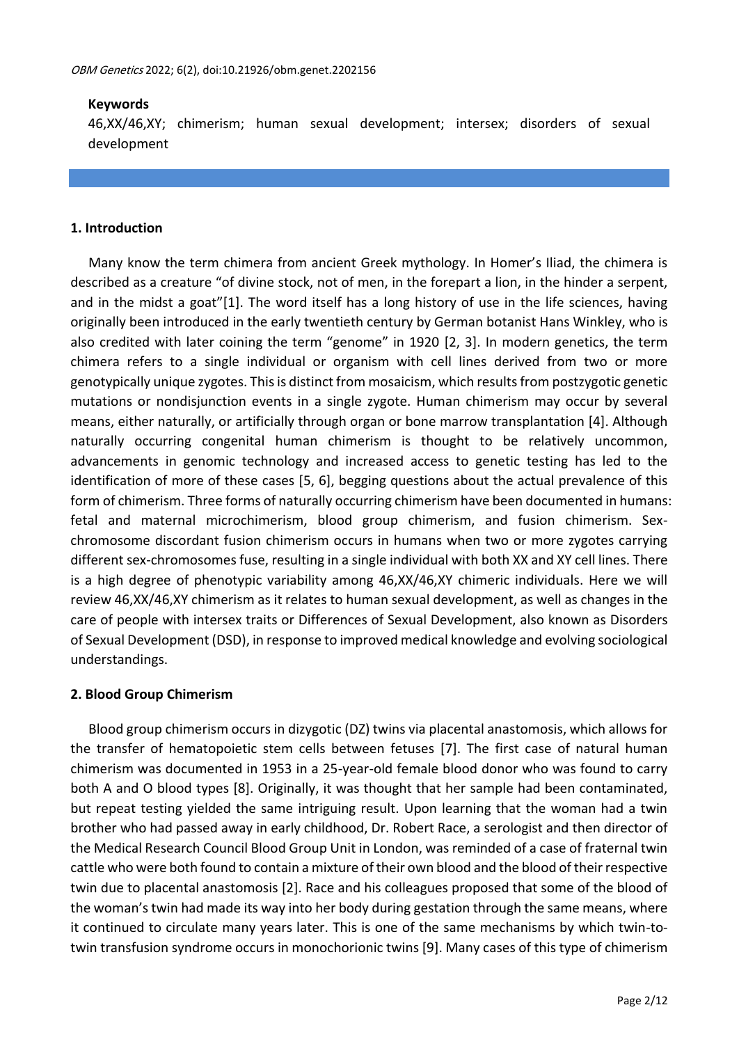**Keywords**

46,XX/46,XY; chimerism; human sexual development; intersex; disorders of sexual development

## 1. Introduction

Many know the term chimera from ancient Greek mythology. In Homer's Iliad, the chimera is described as a creature "of divine stock, not of men, in the forepart a lion, in the hinder a serpent, and in the midst a goat"[1]. The word itself has a long history of use in the life sciences, having originally been introduced in the early twentieth century by German botanist Hans Winkley, who is also credited with later coining the term "genome" in 1920 [2, 3]. In modern genetics, the term chimera refers to a single individual or organism with cell lines derived from two or more genotypically unique zygotes. This is distinct from mosaicism, which results from postzygotic genetic mutations or nondisjunction events in a single zygote. Human chimerism may occur by several means, either naturally, or artificially through organ or bone marrow transplantation [4]. Although naturally occurring congenital human chimerism is thought to be relatively uncommon, advancements in genomic technology and increased access to genetic testing has led to the identification of more of these cases [5, 6], begging questions about the actual prevalence of this form of chimerism. Three forms of naturally occurring chimerism have been documented in humans: fetal and maternal microchimerism, blood group chimerism, and fusion chimerism. Sex-chromosome discordant fusion chimerism occurs in humans when two or more zygotes carrying different sex-chromosomes fuse, resulting in a single individual with both XX and XY cell lines. There is a high degree of phenotypic variability among 46,XX/46,XY chimeric individuals. Here we will review 46,XX/46,XY chimerism as it relates to human sexual development, as well as changes in the care of people with intersex traits or Differences of Sexual Development, also known as Disorders of Sexual Development (DSD), in response to improved medical knowledge and evolving sociological understandings.

## 2. Blood Group Chimerism

Blood group chimerism occurs in dizygotic (DZ) twins via placental anastomosis, which allows for the transfer of hematopoietic stem cells between fetuses [7]. The first case of natural human chimerism was documented in 1953 in a 25-year-old female blood donor who was found to carry both A and O blood types [8]. Originally, it was thought that her sample had been contaminated, but repeat testing yielded the same intriguing result. Upon learning that the woman had a twin brother who had passed away in early childhood, Dr. Robert Race, a serologist and then director of the Medical Research Council Blood Group Unit in London, was reminded of a case of fraternal twin cattle who were both found to contain a mixture of their own blood and the blood of their respective twin due to placental anastomosis [2]. Race and his colleagues proposed that some of the blood of the woman's twin had made its way into her body during gestation through the same means, where it continued to circulate many years later. This is one of the same mechanisms by which twin-to-twin transfusion syndrome occurs in monochorionic twins [9]. Many cases of this type of chimerism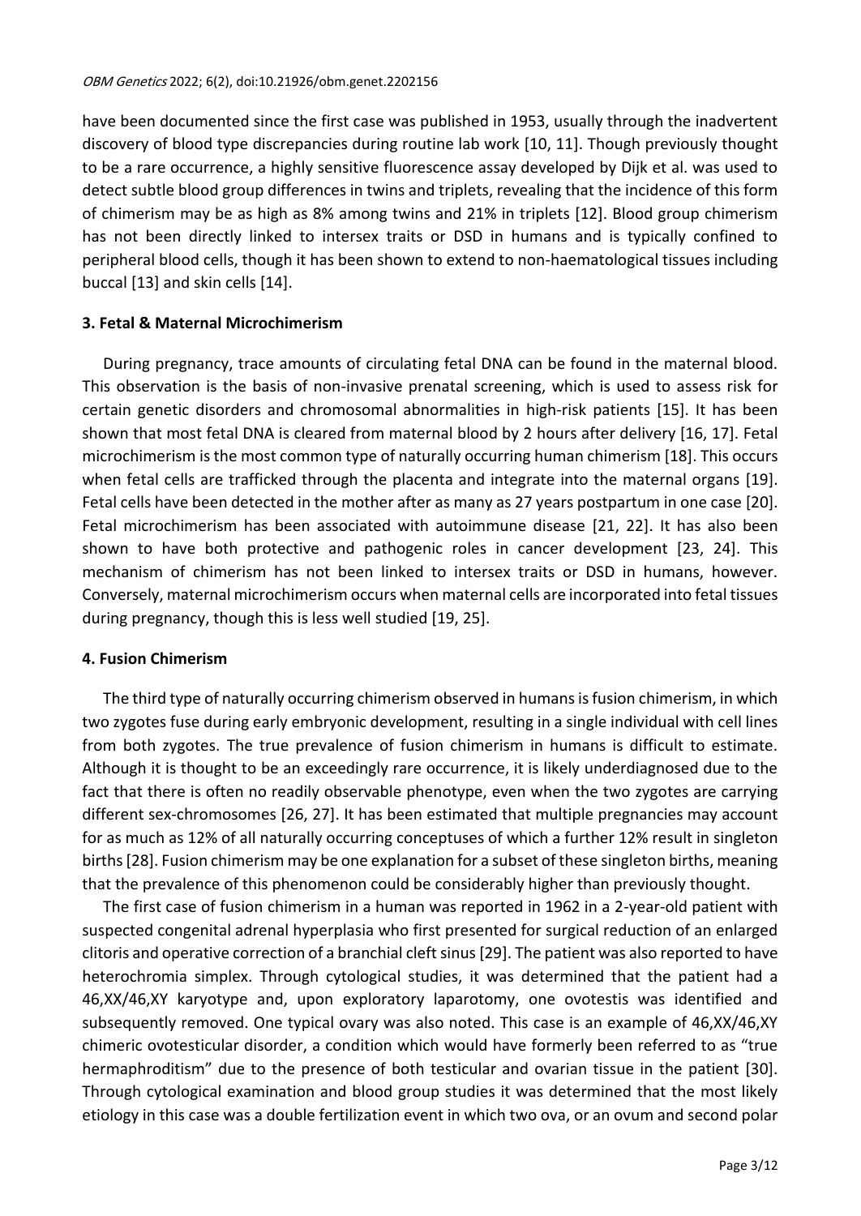have been documented since the first case was published in 1953, usually through the inadvertent discovery of blood type discrepancies during routine lab work [10, 11]. Though previously thought to be a rare occurrence, a highly sensitive fluorescence assay developed by Dijk et al. was used to detect subtle blood group differences in twins and triplets, revealing that the incidence of this form of chimerism may be as high as 8% among twins and 21% in triplets [12]. Blood group chimerism has not been directly linked to intersex traits or DSD in humans and is typically confined to peripheral blood cells, though it has been shown to extend to non-haematological tissues including buccal [13] and skin cells [14].

## 3. Fetal & Maternal Microchimerism

During pregnancy, trace amounts of circulating fetal DNA can be found in the maternal blood. This observation is the basis of non-invasive prenatal screening, which is used to assess risk for certain genetic disorders and chromosomal abnormalities in high-risk patients [15]. It has been shown that most fetal DNA is cleared from maternal blood by 2 hours after delivery [16, 17]. Fetal microchimerism is the most common type of naturally occurring human chimerism [18]. This occurs when fetal cells are trafficked through the placenta and integrate into the maternal organs [19]. Fetal cells have been detected in the mother after as many as 27 years postpartum in one case [20]. Fetal microchimerism has been associated with autoimmune disease [21, 22]. It has also been shown to have both protective and pathogenic roles in cancer development [23, 24]. This mechanism of chimerism has not been linked to intersex traits or DSD in humans, however. Conversely, maternal microchimerism occurs when maternal cells are incorporated into fetal tissues during pregnancy, though this is less well studied [19, 25].

## 4. Fusion Chimerism

The third type of naturally occurring chimerism observed in humans is fusion chimerism, in which two zygotes fuse during early embryonic development, resulting in a single individual with cell lines from both zygotes. The true prevalence of fusion chimerism in humans is difficult to estimate. Although it is thought to be an exceedingly rare occurrence, it is likely underdiagnosed due to the fact that there is often no readily observable phenotype, even when the two zygotes are carrying different sex-chromosomes [26, 27]. It has been estimated that multiple pregnancies may account for as much as 12% of all naturally occurring conceptuses of which a further 12% result in singleton births [28]. Fusion chimerism may be one explanation for a subset of these singleton births, meaning that the prevalence of this phenomenon could be considerably higher than previously thought.

The first case of fusion chimerism in a human was reported in 1962 in a 2-year-old patient with suspected congenital adrenal hyperplasia who first presented for surgical reduction of an enlarged clitoris and operative correction of a branchial cleft sinus [29]. The patient was also reported to have heterochromia simplex. Through cytological studies, it was determined that the patient had a 46,XX/46,XY karyotype and, upon exploratory laparotomy, one ovotestis was identified and subsequently removed. One typical ovary was also noted. This case is an example of 46,XX/46,XY chimeric ovotesticular disorder, a condition which would have formerly been referred to as "true hermaphroditism" due to the presence of both testicular and ovarian tissue in the patient [30]. Through cytological examination and blood group studies it was determined that the most likely etiology in this case was a double fertilization event in which two ova, or an ovum and second polar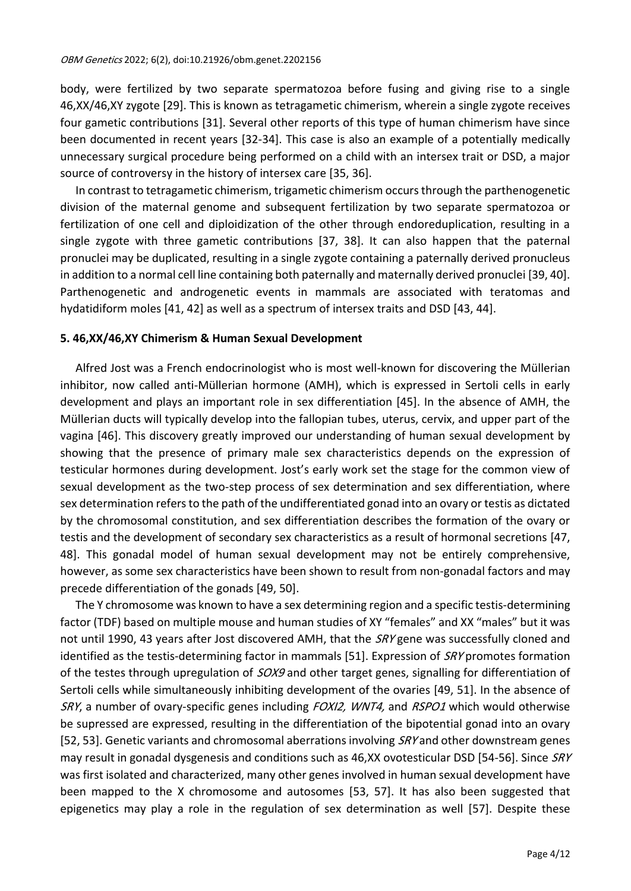body, were fertilized by two separate spermatozoa before fusing and giving rise to a single 46,XX/46,XY zygote [29]. This is known as tetragametic chimerism, wherein a single zygote receives four gametic contributions [31]. Several other reports of this type of human chimerism have since been documented in recent years [32-34]. This case is also an example of a potentially medically unnecessary surgical procedure being performed on a child with an intersex trait or DSD, a major source of controversy in the history of intersex care [35, 36].

In contrast to tetragametic chimerism, trigametic chimerism occurs through the parthenogenetic division of the maternal genome and subsequent fertilization by two separate spermatozoa or fertilization of one cell and diploidization of the other through endoreduplication, resulting in a single zygote with three gametic contributions [37, 38]. It can also happen that the paternal pronuclei may be duplicated, resulting in a single zygote containing a paternally derived pronucleus in addition to a normal cell line containing both paternally and maternally derived pronuclei [39, 40]. Parthenogenetic and androgenetic events in mammals are associated with teratomas and hydatidiform moles [41, 42] as well as a spectrum of intersex traits and DSD [43, 44].

## 5. 46,XX/46,XY Chimerism & Human Sexual Development

Alfred Jost was a French endocrinologist who is most well-known for discovering the Müllerian inhibitor, now called anti-Müllerian hormone (AMH), which is expressed in Sertoli cells in early development and plays an important role in sex differentiation [45]. In the absence of AMH, the Müllerian ducts will typically develop into the fallopian tubes, uterus, cervix, and upper part of the vagina [46]. This discovery greatly improved our understanding of human sexual development by showing that the presence of primary male sex characteristics depends on the expression of testicular hormones during development. Jost's early work set the stage for the common view of sexual development as the two-step process of sex determination and sex differentiation, where sex determination refers to the path of the undifferentiated gonad into an ovary or testis as dictated by the chromosomal constitution, and sex differentiation describes the formation of the ovary or testis and the development of secondary sex characteristics as a result of hormonal secretions [47, 48]. This gonadal model of human sexual development may not be entirely comprehensive, however, as some sex characteristics have been shown to result from non-gonadal factors and may precede differentiation of the gonads [49, 50].

The Y chromosome was known to have a sex determining region and a specific testis-determining factor (TDF) based on multiple mouse and human studies of XY "females" and XX "males" but it was not until 1990, 43 years after Jost discovered AMH, that the *SRY* gene was successfully cloned and identified as the testis-determining factor in mammals [51]. Expression of *SRY* promotes formation of the testes through upregulation of *SOX9* and other target genes, signalling for differentiation of Sertoli cells while simultaneously inhibiting development of the ovaries [49, 51]. In the absence of *SRY*, a number of ovary-specific genes including *FOXl2, WNT4,* and *RSPO1* which would otherwise be supressed are expressed, resulting in the differentiation of the bipotential gonad into an ovary [52, 53]. Genetic variants and chromosomal aberrations involving *SRY* and other downstream genes may result in gonadal dysgenesis and conditions such as 46,XX ovotesticular DSD [54-56]. Since *SRY* was first isolated and characterized, many other genes involved in human sexual development have been mapped to the X chromosome and autosomes [53, 57]. It has also been suggested that epigenetics may play a role in the regulation of sex determination as well [57]. Despite these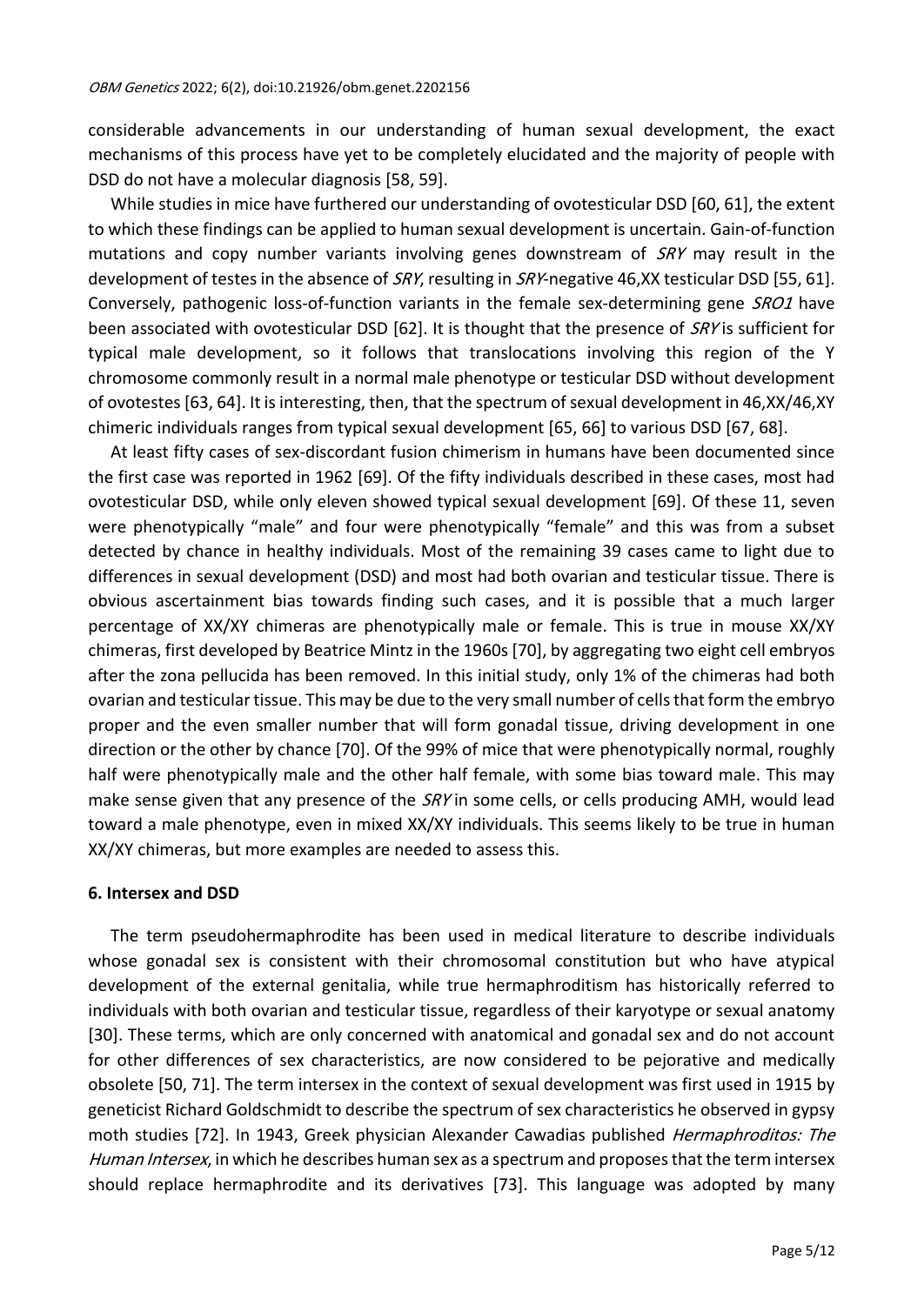considerable advancements in our understanding of human sexual development, the exact mechanisms of this process have yet to be completely elucidated and the majority of people with DSD do not have a molecular diagnosis [58, 59].

While studies in mice have furthered our understanding of ovotesticular DSD [60, 61], the extent to which these findings can be applied to human sexual development is uncertain. Gain-of-function mutations and copy number variants involving genes downstream of *SRY* may result in the development of testes in the absence of *SRY*, resulting in *SRY*-negative 46,XX testicular DSD [55, 61]. Conversely, pathogenic loss-of-function variants in the female sex-determining gene *SRO1* have been associated with ovotesticular DSD [62]. It is thought that the presence of *SRY* is sufficient for typical male development, so it follows that translocations involving this region of the Y chromosome commonly result in a normal male phenotype or testicular DSD without development of ovotestes [63, 64]. It is interesting, then, that the spectrum of sexual development in 46,XX/46,XY chimeric individuals ranges from typical sexual development [65, 66] to various DSD [67, 68].

At least fifty cases of sex-discordant fusion chimerism in humans have been documented since the first case was reported in 1962 [69]. Of the fifty individuals described in these cases, most had ovotesticular DSD, while only eleven showed typical sexual development [69]. Of these 11, seven were phenotypically "male" and four were phenotypically "female" and this was from a subset detected by chance in healthy individuals. Most of the remaining 39 cases came to light due to differences in sexual development (DSD) and most had both ovarian and testicular tissue. There is obvious ascertainment bias towards finding such cases, and it is possible that a much larger percentage of XX/XY chimeras are phenotypically male or female. This is true in mouse XX/XY chimeras, first developed by Beatrice Mintz in the 1960s [70], by aggregating two eight cell embryos after the zona pellucida has been removed. In this initial study, only 1% of the chimeras had both ovarian and testicular tissue. This may be due to the very small number of cells that form the embryo proper and the even smaller number that will form gonadal tissue, driving development in one direction or the other by chance [70]. Of the 99% of mice that were phenotypically normal, roughly half were phenotypically male and the other half female, with some bias toward male. This may make sense given that any presence of the *SRY* in some cells, or cells producing AMH, would lead toward a male phenotype, even in mixed XX/XY individuals. This seems likely to be true in human XX/XY chimeras, but more examples are needed to assess this.

## 6. Intersex and DSD

The term pseudohermaphrodite has been used in medical literature to describe individuals whose gonadal sex is consistent with their chromosomal constitution but who have atypical development of the external genitalia, while true hermaphroditism has historically referred to individuals with both ovarian and testicular tissue, regardless of their karyotype or sexual anatomy [30]. These terms, which are only concerned with anatomical and gonadal sex and do not account for other differences of sex characteristics, are now considered to be pejorative and medically obsolete [50, 71]. The term intersex in the context of sexual development was first used in 1915 by geneticist Richard Goldschmidt to describe the spectrum of sex characteristics he observed in gypsy moth studies [72]. In 1943, Greek physician Alexander Cawadias published *Hermaphroditos: The Human Intersex*, in which he describes human sex as a spectrum and proposes that the term intersex should replace hermaphrodite and its derivatives [73]. This language was adopted by many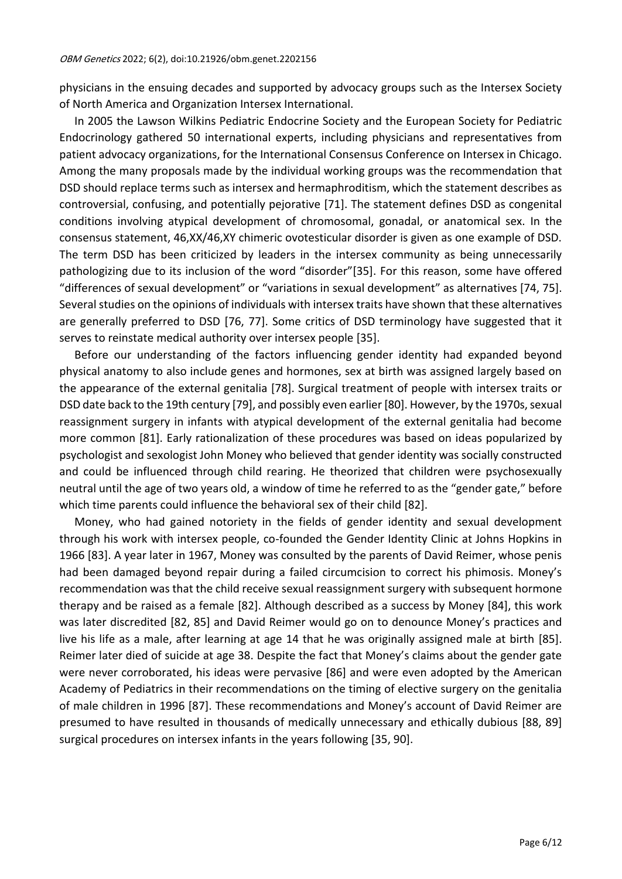physicians in the ensuing decades and supported by advocacy groups such as the Intersex Society of North America and Organization Intersex International.

In 2005 the Lawson Wilkins Pediatric Endocrine Society and the European Society for Pediatric Endocrinology gathered 50 international experts, including physicians and representatives from patient advocacy organizations, for the International Consensus Conference on Intersex in Chicago. Among the many proposals made by the individual working groups was the recommendation that DSD should replace terms such as intersex and hermaphroditism, which the statement describes as controversial, confusing, and potentially pejorative [71]. The statement defines DSD as congenital conditions involving atypical development of chromosomal, gonadal, or anatomical sex. In the consensus statement, 46,XX/46,XY chimeric ovotesticular disorder is given as one example of DSD. The term DSD has been criticized by leaders in the intersex community as being unnecessarily pathologizing due to its inclusion of the word "disorder"[35]. For this reason, some have offered "differences of sexual development" or "variations in sexual development" as alternatives [74, 75]. Several studies on the opinions of individuals with intersex traits have shown that these alternatives are generally preferred to DSD [76, 77]. Some critics of DSD terminology have suggested that it serves to reinstate medical authority over intersex people [35].

Before our understanding of the factors influencing gender identity had expanded beyond physical anatomy to also include genes and hormones, sex at birth was assigned largely based on the appearance of the external genitalia [78]. Surgical treatment of people with intersex traits or DSD date back to the 19th century [79], and possibly even earlier [80]. However, by the 1970s, sexual reassignment surgery in infants with atypical development of the external genitalia had become more common [81]. Early rationalization of these procedures was based on ideas popularized by psychologist and sexologist John Money who believed that gender identity was socially constructed and could be influenced through child rearing. He theorized that children were psychosexually neutral until the age of two years old, a window of time he referred to as the "gender gate," before which time parents could influence the behavioral sex of their child [82].

Money, who had gained notoriety in the fields of gender identity and sexual development through his work with intersex people, co-founded the Gender Identity Clinic at Johns Hopkins in 1966 [83]. A year later in 1967, Money was consulted by the parents of David Reimer, whose penis had been damaged beyond repair during a failed circumcision to correct his phimosis. Money's recommendation was that the child receive sexual reassignment surgery with subsequent hormone therapy and be raised as a female [82]. Although described as a success by Money [84], this work was later discredited [82, 85] and David Reimer would go on to denounce Money's practices and live his life as a male, after learning at age 14 that he was originally assigned male at birth [85]. Reimer later died of suicide at age 38. Despite the fact that Money's claims about the gender gate were never corroborated, his ideas were pervasive [86] and were even adopted by the American Academy of Pediatrics in their recommendations on the timing of elective surgery on the genitalia of male children in 1996 [87]. These recommendations and Money's account of David Reimer are presumed to have resulted in thousands of medically unnecessary and ethically dubious [88, 89] surgical procedures on intersex infants in the years following [35, 90].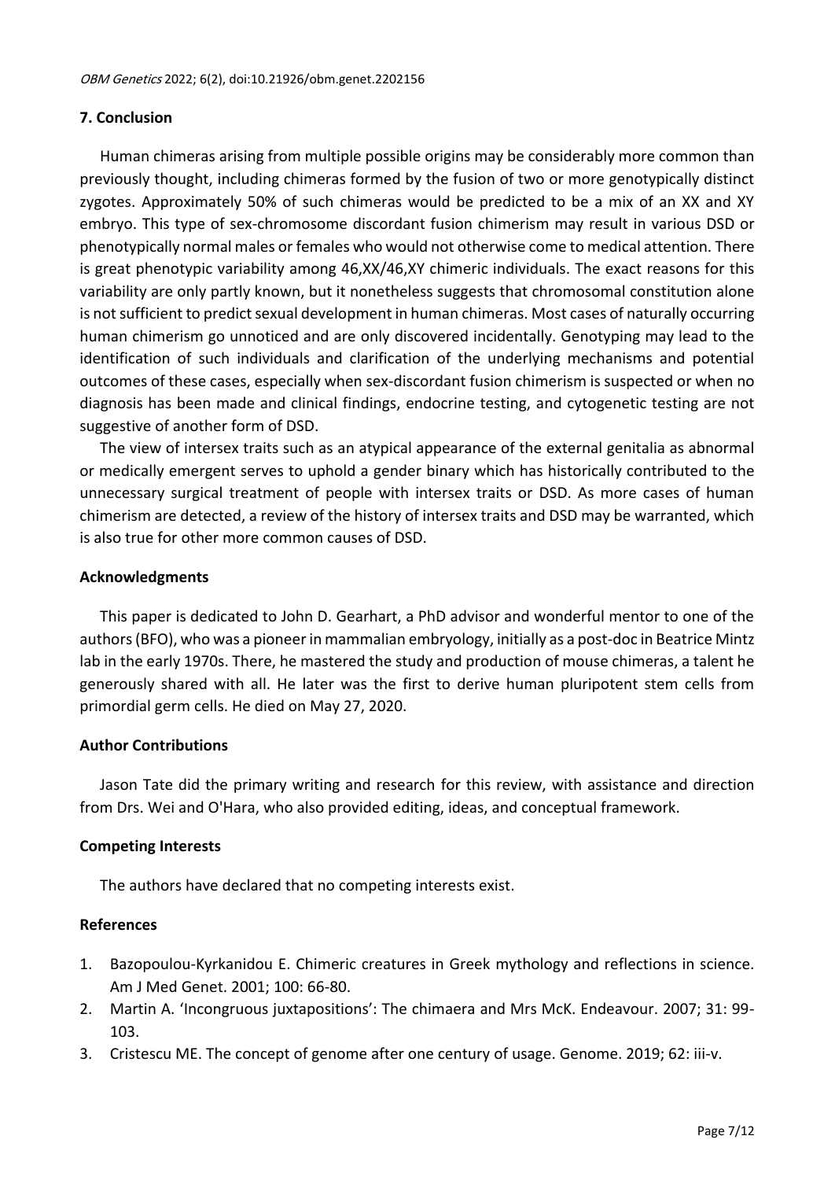## 7. Conclusion

Human chimeras arising from multiple possible origins may be considerably more common than previously thought, including chimeras formed by the fusion of two or more genotypically distinct zygotes. Approximately 50% of such chimeras would be predicted to be a mix of an XX and XY embryo. This type of sex-chromosome discordant fusion chimerism may result in various DSD or phenotypically normal males or females who would not otherwise come to medical attention. There is great phenotypic variability among 46,XX/46,XY chimeric individuals. The exact reasons for this variability are only partly known, but it nonetheless suggests that chromosomal constitution alone is not sufficient to predict sexual development in human chimeras. Most cases of naturally occurring human chimerism go unnoticed and are only discovered incidentally. Genotyping may lead to the identification of such individuals and clarification of the underlying mechanisms and potential outcomes of these cases, especially when sex-discordant fusion chimerism is suspected or when no diagnosis has been made and clinical findings, endocrine testing, and cytogenetic testing are not suggestive of another form of DSD.

The view of intersex traits such as an atypical appearance of the external genitalia as abnormal or medically emergent serves to uphold a gender binary which has historically contributed to the unnecessary surgical treatment of people with intersex traits or DSD. As more cases of human chimerism are detected, a review of the history of intersex traits and DSD may be warranted, which is also true for other more common causes of DSD.

## Acknowledgments

This paper is dedicated to John D. Gearhart, a PhD advisor and wonderful mentor to one of the authors (BFO), who was a pioneer in mammalian embryology, initially as a post-doc in Beatrice Mintz lab in the early 1970s. There, he mastered the study and production of mouse chimeras, a talent he generously shared with all. He later was the first to derive human pluripotent stem cells from primordial germ cells. He died on May 27, 2020.

## Author Contributions

Jason Tate did the primary writing and research for this review, with assistance and direction from Drs. Wei and O'Hara, who also provided editing, ideas, and conceptual framework.

## Competing Interests

The authors have declared that no competing interests exist.

## References

1. Bazopoulou-Kyrkanidou E. Chimeric creatures in Greek mythology and reflections in science. Am J Med Genet. 2001; 100: 66-80.
2. Martin A. 'Incongruous juxtapositions': The chimaera and Mrs McK. Endeavour. 2007; 31: 99-103.
3. Cristescu ME. The concept of genome after one century of usage. Genome. 2019; 62: iii-v.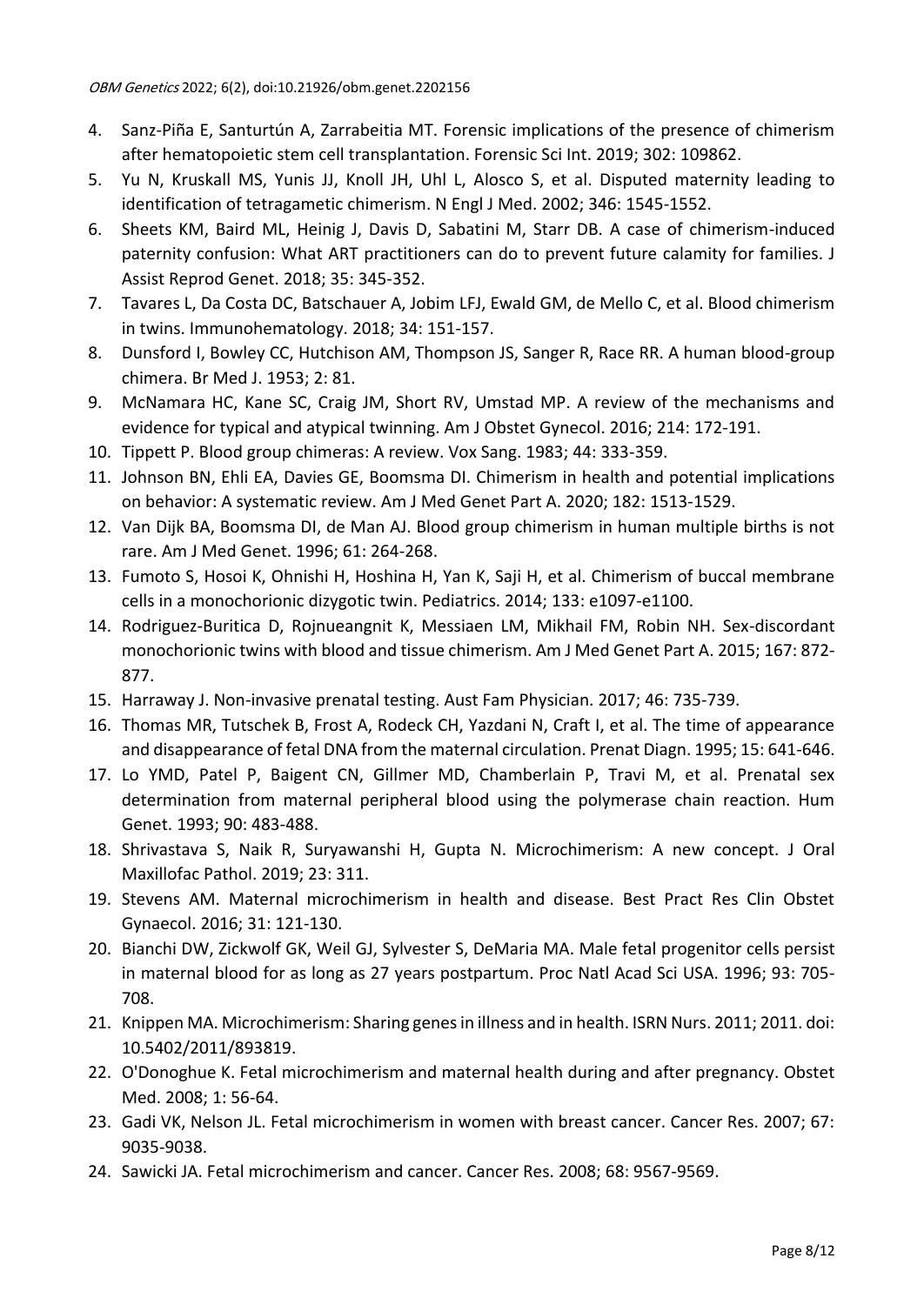4. Sanz-Piña E, Santurtún A, Zarrabeitia MT. Forensic implications of the presence of chimerism after hematopoietic stem cell transplantation. Forensic Sci Int. 2019; 302: 109862.
5. Yu N, Kruskall MS, Yunis JJ, Knoll JH, Uhl L, Alosco S, et al. Disputed maternity leading to identification of tetragametic chimerism. N Engl J Med. 2002; 346: 1545-1552.
6. Sheets KM, Baird ML, Heinig J, Davis D, Sabatini M, Starr DB. A case of chimerism-induced paternity confusion: What ART practitioners can do to prevent future calamity for families. J Assist Reprod Genet. 2018; 35: 345-352.
7. Tavares L, Da Costa DC, Batschauer A, Jobim LFJ, Ewald GM, de Mello C, et al. Blood chimerism in twins. Immunohematology. 2018; 34: 151-157.
8. Dunsford I, Bowley CC, Hutchison AM, Thompson JS, Sanger R, Race RR. A human blood-group chimera. Br Med J. 1953; 2: 81.
9. McNamara HC, Kane SC, Craig JM, Short RV, Umstad MP. A review of the mechanisms and evidence for typical and atypical twinning. Am J Obstet Gynecol. 2016; 214: 172-191.
10. Tippett P. Blood group chimeras: A review. Vox Sang. 1983; 44: 333-359.
11. Johnson BN, Ehli EA, Davies GE, Boomsma DI. Chimerism in health and potential implications on behavior: A systematic review. Am J Med Genet Part A. 2020; 182: 1513-1529.
12. Van Dijk BA, Boomsma DI, de Man AJ. Blood group chimerism in human multiple births is not rare. Am J Med Genet. 1996; 61: 264-268.
13. Fumoto S, Hosoi K, Ohnishi H, Hoshina H, Yan K, Saji H, et al. Chimerism of buccal membrane cells in a monochorionic dizygotic twin. Pediatrics. 2014; 133: e1097-e1100.
14. Rodriguez-Buritica D, Rojnueangnit K, Messiaen LM, Mikhail FM, Robin NH. Sex-discordant monochorionic twins with blood and tissue chimerism. Am J Med Genet Part A. 2015; 167: 872-877.
15. Harraway J. Non-invasive prenatal testing. Aust Fam Physician. 2017; 46: 735-739.
16. Thomas MR, Tutschek B, Frost A, Rodeck CH, Yazdani N, Craft I, et al. The time of appearance and disappearance of fetal DNA from the maternal circulation. Prenat Diagn. 1995; 15: 641-646.
17. Lo YMD, Patel P, Baigent CN, Gillmer MD, Chamberlain P, Travi M, et al. Prenatal sex determination from maternal peripheral blood using the polymerase chain reaction. Hum Genet. 1993; 90: 483-488.
18. Shrivastava S, Naik R, Suryawanshi H, Gupta N. Microchimerism: A new concept. J Oral Maxillofac Pathol. 2019; 23: 311.
19. Stevens AM. Maternal microchimerism in health and disease. Best Pract Res Clin Obstet Gynaecol. 2016; 31: 121-130.
20. Bianchi DW, Zickwolf GK, Weil GJ, Sylvester S, DeMaria MA. Male fetal progenitor cells persist in maternal blood for as long as 27 years postpartum. Proc Natl Acad Sci USA. 1996; 93: 705-708.
21. Knippen MA. Microchimerism: Sharing genes in illness and in health. ISRN Nurs. 2011; 2011. doi: 10.5402/2011/893819.
22. O'Donoghue K. Fetal microchimerism and maternal health during and after pregnancy. Obstet Med. 2008; 1: 56-64.
23. Gadi VK, Nelson JL. Fetal microchimerism in women with breast cancer. Cancer Res. 2007; 67: 9035-9038.
24. Sawicki JA. Fetal microchimerism and cancer. Cancer Res. 2008; 68: 9567-9569.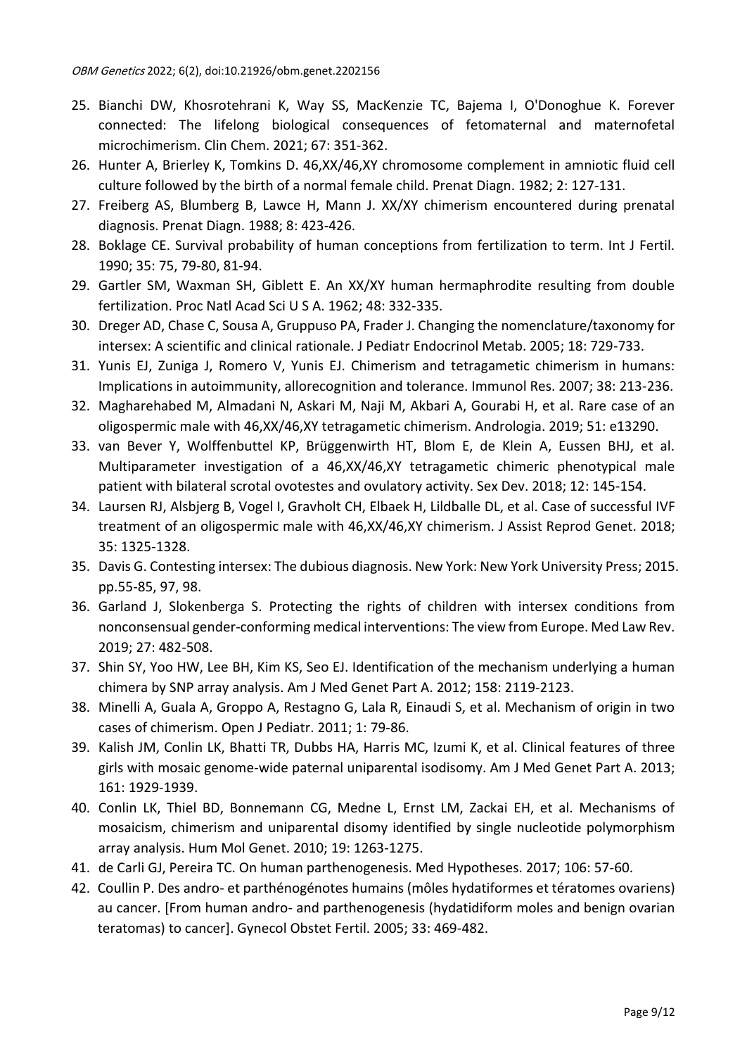25. Bianchi DW, Khosrotehrani K, Way SS, MacKenzie TC, Bajema I, O'Donoghue K. Forever connected: The lifelong biological consequences of fetomaternal and maternofetal microchimerism. Clin Chem. 2021; 67: 351-362.
26. Hunter A, Brierley K, Tomkins D. 46,XX/46,XY chromosome complement in amniotic fluid cell culture followed by the birth of a normal female child. Prenat Diagn. 1982; 2: 127-131.
27. Freiberg AS, Blumberg B, Lawce H, Mann J. XX/XY chimerism encountered during prenatal diagnosis. Prenat Diagn. 1988; 8: 423-426.
28. Boklage CE. Survival probability of human conceptions from fertilization to term. Int J Fertil. 1990; 35: 75, 79-80, 81-94.
29. Gartler SM, Waxman SH, Giblett E. An XX/XY human hermaphrodite resulting from double fertilization. Proc Natl Acad Sci U S A. 1962; 48: 332-335.
30. Dreger AD, Chase C, Sousa A, Gruppuso PA, Frader J. Changing the nomenclature/taxonomy for intersex: A scientific and clinical rationale. J Pediatr Endocrinol Metab. 2005; 18: 729-733.
31. Yunis EJ, Zuniga J, Romero V, Yunis EJ. Chimerism and tetragametic chimerism in humans: Implications in autoimmunity, allorecognition and tolerance. Immunol Res. 2007; 38: 213-236.
32. Magharehabed M, Almadani N, Askari M, Naji M, Akbari A, Gourabi H, et al. Rare case of an oligospermic male with 46,XX/46,XY tetragametic chimerism. Andrologia. 2019; 51: e13290.
33. van Bever Y, Wolffenbuttel KP, Brüggenwirth HT, Blom E, de Klein A, Eussen BHJ, et al. Multiparameter investigation of a 46,XX/46,XY tetragametic chimeric phenotypical male patient with bilateral scrotal ovotestes and ovulatory activity. Sex Dev. 2018; 12: 145-154.
34. Laursen RJ, Alsbjerg B, Vogel I, Gravholt CH, Elbaek H, Lildballe DL, et al. Case of successful IVF treatment of an oligospermic male with 46,XX/46,XY chimerism. J Assist Reprod Genet. 2018; 35: 1325-1328.
35. Davis G. Contesting intersex: The dubious diagnosis. New York: New York University Press; 2015. pp.55-85, 97, 98.
36. Garland J, Slokenberga S. Protecting the rights of children with intersex conditions from nonconsensual gender-conforming medical interventions: The view from Europe. Med Law Rev. 2019; 27: 482-508.
37. Shin SY, Yoo HW, Lee BH, Kim KS, Seo EJ. Identification of the mechanism underlying a human chimera by SNP array analysis. Am J Med Genet Part A. 2012; 158: 2119-2123.
38. Minelli A, Guala A, Groppo A, Restagno G, Lala R, Einaudi S, et al. Mechanism of origin in two cases of chimerism. Open J Pediatr. 2011; 1: 79-86.
39. Kalish JM, Conlin LK, Bhatti TR, Dubbs HA, Harris MC, Izumi K, et al. Clinical features of three girls with mosaic genome-wide paternal uniparental isodisomy. Am J Med Genet Part A. 2013; 161: 1929-1939.
40. Conlin LK, Thiel BD, Bonnemann CG, Medne L, Ernst LM, Zackai EH, et al. Mechanisms of mosaicism, chimerism and uniparental disomy identified by single nucleotide polymorphism array analysis. Hum Mol Genet. 2010; 19: 1263-1275.
41. de Carli GJ, Pereira TC. On human parthenogenesis. Med Hypotheses. 2017; 106: 57-60.
42. Coullin P. Des andro- et parthénogénotes humains (môles hydatiformes et tératomes ovariens) au cancer. [From human andro- and parthenogenesis (hydatidiform moles and benign ovarian teratomas) to cancer]. Gynecol Obstet Fertil. 2005; 33: 469-482.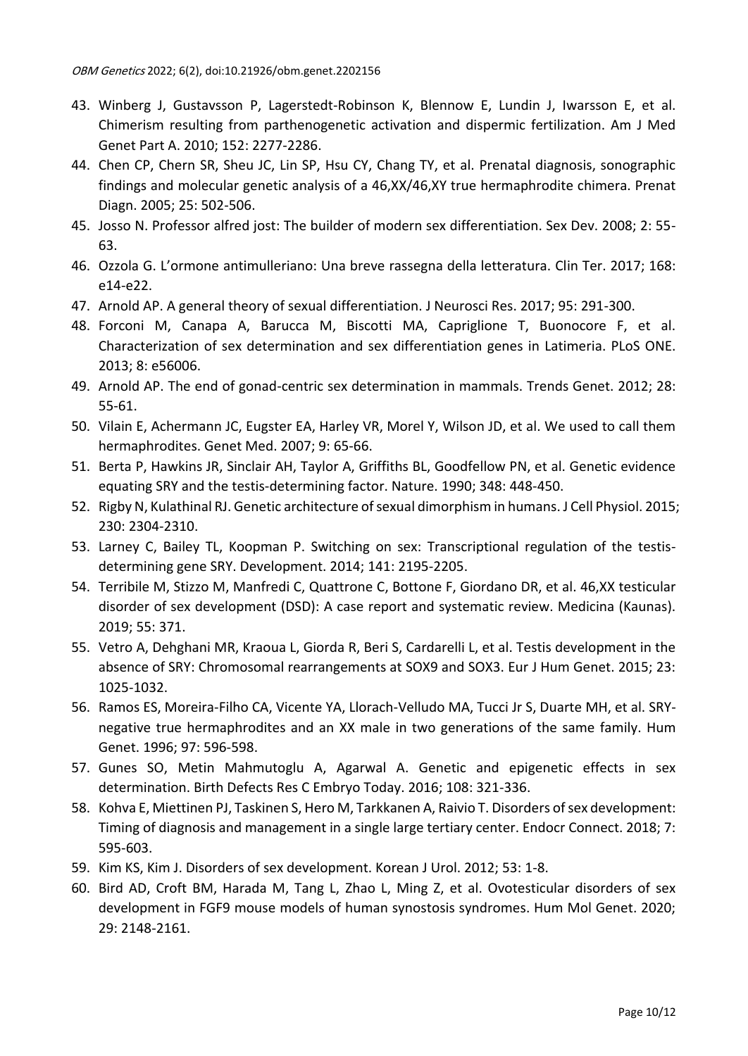43. Winberg J, Gustavsson P, Lagerstedt-Robinson K, Blennow E, Lundin J, Iwarsson E, et al. Chimerism resulting from parthenogenetic activation and dispermic fertilization. Am J Med Genet Part A. 2010; 152: 2277-2286.
44. Chen CP, Chern SR, Sheu JC, Lin SP, Hsu CY, Chang TY, et al. Prenatal diagnosis, sonographic findings and molecular genetic analysis of a 46,XX/46,XY true hermaphrodite chimera. Prenat Diagn. 2005; 25: 502-506.
45. Josso N. Professor alfred jost: The builder of modern sex differentiation. Sex Dev. 2008; 2: 55-63.
46. Ozzola G. L'ormone antimulleriano: Una breve rassegna della letteratura. Clin Ter. 2017; 168: e14-e22.
47. Arnold AP. A general theory of sexual differentiation. J Neurosci Res. 2017; 95: 291-300.
48. Forconi M, Canapa A, Barucca M, Biscotti MA, Capriglione T, Buonocore F, et al. Characterization of sex determination and sex differentiation genes in Latimeria. PLoS ONE. 2013; 8: e56006.
49. Arnold AP. The end of gonad-centric sex determination in mammals. Trends Genet. 2012; 28: 55-61.
50. Vilain E, Achermann JC, Eugster EA, Harley VR, Morel Y, Wilson JD, et al. We used to call them hermaphrodites. Genet Med. 2007; 9: 65-66.
51. Berta P, Hawkins JR, Sinclair AH, Taylor A, Griffiths BL, Goodfellow PN, et al. Genetic evidence equating SRY and the testis-determining factor. Nature. 1990; 348: 448-450.
52. Rigby N, Kulathinal RJ. Genetic architecture of sexual dimorphism in humans. J Cell Physiol. 2015; 230: 2304-2310.
53. Larney C, Bailey TL, Koopman P. Switching on sex: Transcriptional regulation of the testis-determining gene SRY. Development. 2014; 141: 2195-2205.
54. Terribile M, Stizzo M, Manfredi C, Quattrone C, Bottone F, Giordano DR, et al. 46,XX testicular disorder of sex development (DSD): A case report and systematic review. Medicina (Kaunas). 2019; 55: 371.
55. Vetro A, Dehghani MR, Kraoua L, Giorda R, Beri S, Cardarelli L, et al. Testis development in the absence of SRY: Chromosomal rearrangements at SOX9 and SOX3. Eur J Hum Genet. 2015; 23: 1025-1032.
56. Ramos ES, Moreira-Filho CA, Vicente YA, Llorach-Velludo MA, Tucci Jr S, Duarte MH, et al. SRY-negative true hermaphrodites and an XX male in two generations of the same family. Hum Genet. 1996; 97: 596-598.
57. Gunes SO, Metin Mahmutoglu A, Agarwal A. Genetic and epigenetic effects in sex determination. Birth Defects Res C Embryo Today. 2016; 108: 321-336.
58. Kohva E, Miettinen PJ, Taskinen S, Hero M, Tarkkanen A, Raivio T. Disorders of sex development: Timing of diagnosis and management in a single large tertiary center. Endocr Connect. 2018; 7: 595-603.
59. Kim KS, Kim J. Disorders of sex development. Korean J Urol. 2012; 53: 1-8.
60. Bird AD, Croft BM, Harada M, Tang L, Zhao L, Ming Z, et al. Ovotesticular disorders of sex development in FGF9 mouse models of human synostosis syndromes. Hum Mol Genet. 2020; 29: 2148-2161.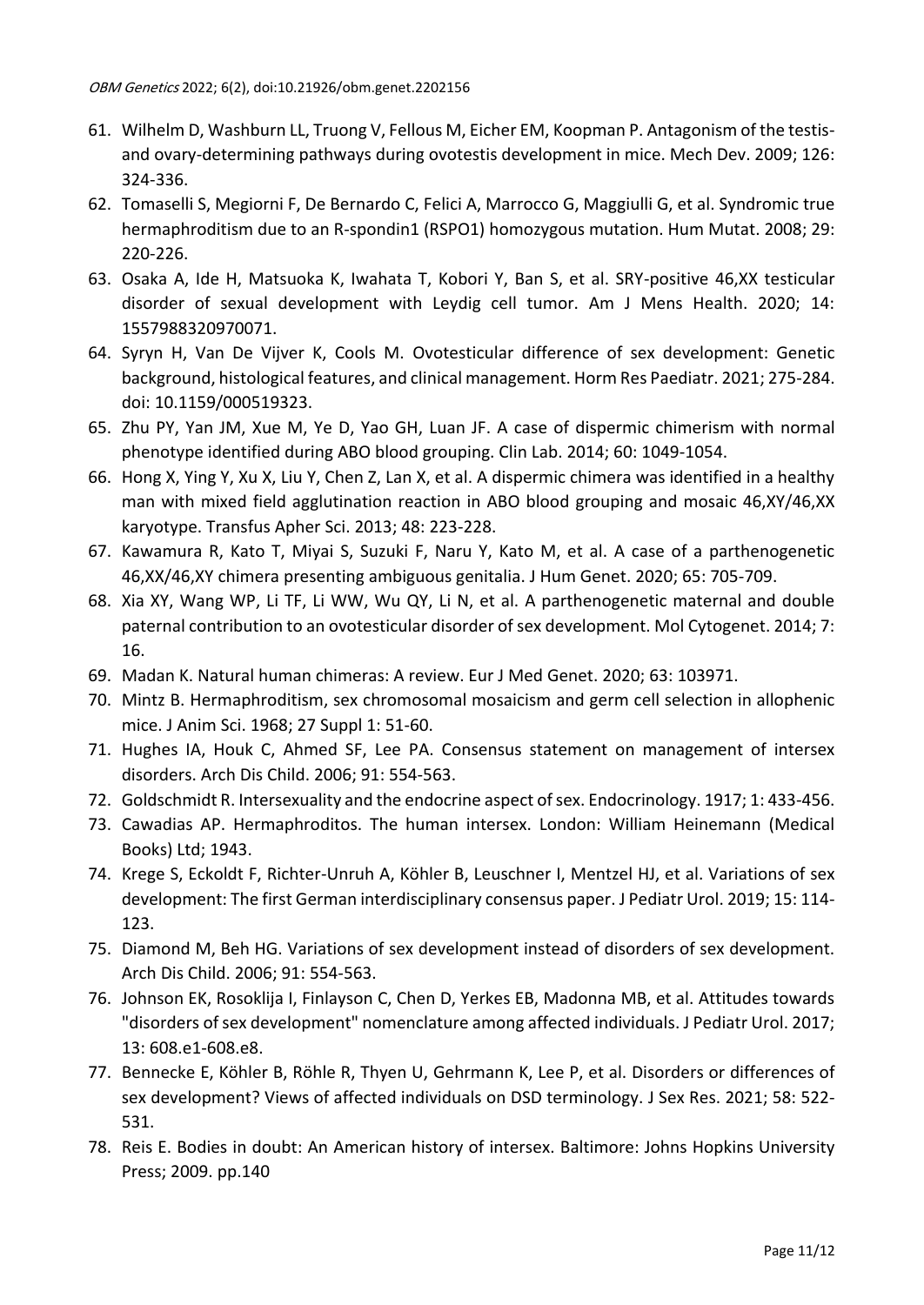61. Wilhelm D, Washburn LL, Truong V, Fellous M, Eicher EM, Koopman P. Antagonism of the testis- and ovary-determining pathways during ovotestis development in mice. Mech Dev. 2009; 126: 324-336.
62. Tomaselli S, Megiorni F, De Bernardo C, Felici A, Marrocco G, Maggiulli G, et al. Syndromic true hermaphroditism due to an R-spondin1 (RSPO1) homozygous mutation. Hum Mutat. 2008; 29: 220-226.
63. Osaka A, Ide H, Matsuoka K, Iwahata T, Kobori Y, Ban S, et al. SRY-positive 46,XX testicular disorder of sexual development with Leydig cell tumor. Am J Mens Health. 2020; 14: 1557988320970071.
64. Syryn H, Van De Vijver K, Cools M. Ovotesticular difference of sex development: Genetic background, histological features, and clinical management. Horm Res Paediatr. 2021; 275-284. doi: 10.1159/000519323.
65. Zhu PY, Yan JM, Xue M, Ye D, Yao GH, Luan JF. A case of dispermic chimerism with normal phenotype identified during ABO blood grouping. Clin Lab. 2014; 60: 1049-1054.
66. Hong X, Ying Y, Xu X, Liu Y, Chen Z, Lan X, et al. A dispermic chimera was identified in a healthy man with mixed field agglutination reaction in ABO blood grouping and mosaic 46,XY/46,XX karyotype. Transfus Apher Sci. 2013; 48: 223-228.
67. Kawamura R, Kato T, Miyai S, Suzuki F, Naru Y, Kato M, et al. A case of a parthenogenetic 46,XX/46,XY chimera presenting ambiguous genitalia. J Hum Genet. 2020; 65: 705-709.
68. Xia XY, Wang WP, Li TF, Li WW, Wu QY, Li N, et al. A parthenogenetic maternal and double paternal contribution to an ovotesticular disorder of sex development. Mol Cytogenet. 2014; 7: 16.
69. Madan K. Natural human chimeras: A review. Eur J Med Genet. 2020; 63: 103971.
70. Mintz B. Hermaphroditism, sex chromosomal mosaicism and germ cell selection in allophenic mice. J Anim Sci. 1968; 27 Suppl 1: 51-60.
71. Hughes IA, Houk C, Ahmed SF, Lee PA. Consensus statement on management of intersex disorders. Arch Dis Child. 2006; 91: 554-563.
72. Goldschmidt R. Intersexuality and the endocrine aspect of sex. Endocrinology. 1917; 1: 433-456.
73. Cawadias AP. Hermaphroditos. The human intersex. London: William Heinemann (Medical Books) Ltd; 1943.
74. Krege S, Eckoldt F, Richter-Unruh A, Köhler B, Leuschner I, Mentzel HJ, et al. Variations of sex development: The first German interdisciplinary consensus paper. J Pediatr Urol. 2019; 15: 114-123.
75. Diamond M, Beh HG. Variations of sex development instead of disorders of sex development. Arch Dis Child. 2006; 91: 554-563.
76. Johnson EK, Rosoklija I, Finlayson C, Chen D, Yerkes EB, Madonna MB, et al. Attitudes towards "disorders of sex development" nomenclature among affected individuals. J Pediatr Urol. 2017; 13: 608.e1-608.e8.
77. Bennecke E, Köhler B, Röhle R, Thyen U, Gehrmann K, Lee P, et al. Disorders or differences of sex development? Views of affected individuals on DSD terminology. J Sex Res. 2021; 58: 522-531.
78. Reis E. Bodies in doubt: An American history of intersex. Baltimore: Johns Hopkins University Press; 2009. pp.140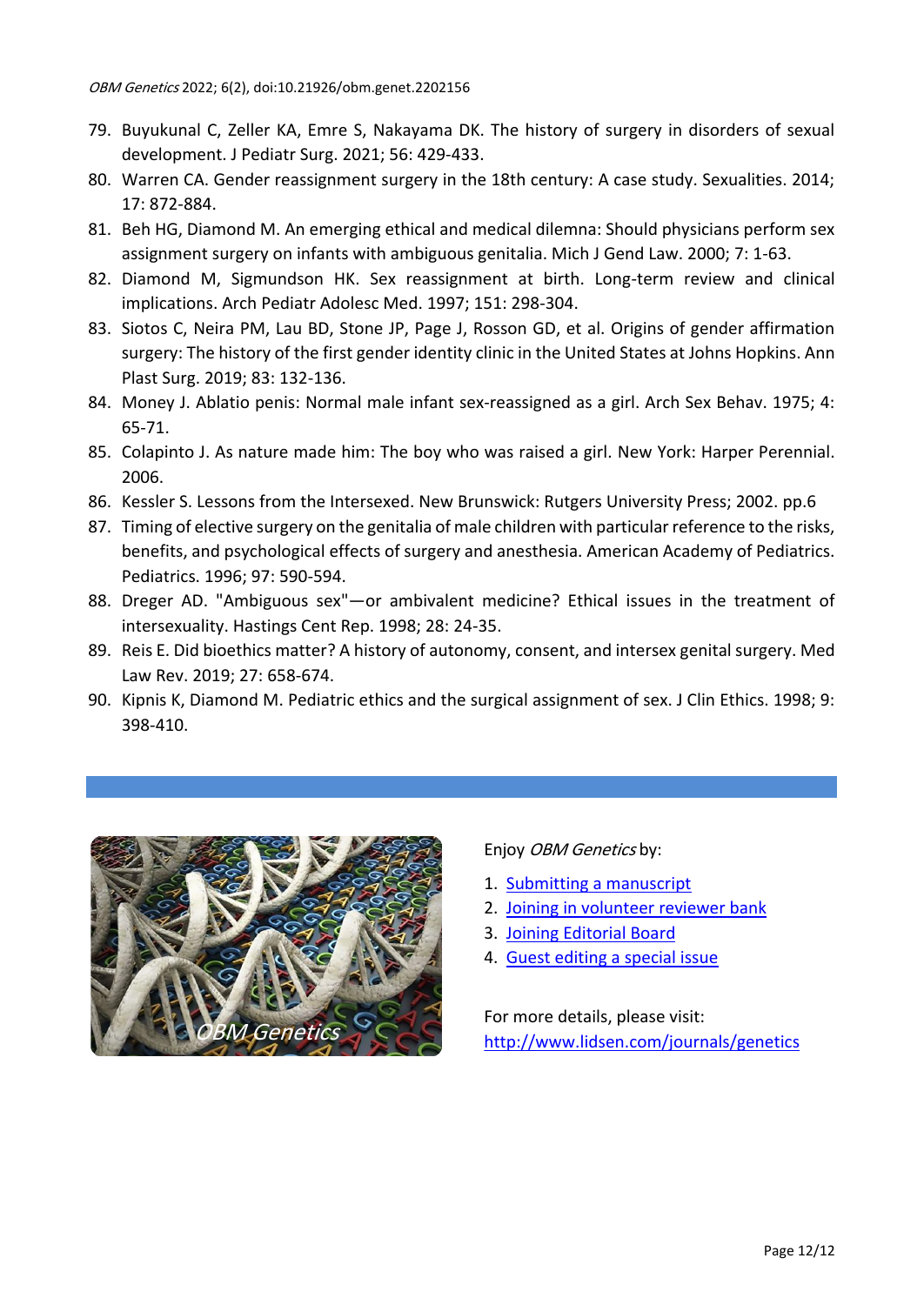79. Buyukunal C, Zeller KA, Emre S, Nakayama DK. The history of surgery in disorders of sexual development. J Pediatr Surg. 2021; 56: 429-433.
80. Warren CA. Gender reassignment surgery in the 18th century: A case study. Sexualities. 2014; 17: 872-884.
81. Beh HG, Diamond M. An emerging ethical and medical dilemna: Should physicians perform sex assignment surgery on infants with ambiguous genitalia. Mich J Gend Law. 2000; 7: 1-63.
82. Diamond M, Sigmundson HK. Sex reassignment at birth. Long-term review and clinical implications. Arch Pediatr Adolesc Med. 1997; 151: 298-304.
83. Siotos C, Neira PM, Lau BD, Stone JP, Page J, Rosson GD, et al. Origins of gender affirmation surgery: The history of the first gender identity clinic in the United States at Johns Hopkins. Ann Plast Surg. 2019; 83: 132-136.
84. Money J. Ablatio penis: Normal male infant sex-reassigned as a girl. Arch Sex Behav. 1975; 4: 65-71.
85. Colapinto J. As nature made him: The boy who was raised a girl. New York: Harper Perennial. 2006.
86. Kessler S. Lessons from the Intersexed. New Brunswick: Rutgers University Press; 2002. pp.6
87. Timing of elective surgery on the genitalia of male children with particular reference to the risks, benefits, and psychological effects of surgery and anesthesia. American Academy of Pediatrics. Pediatrics. 1996; 97: 590-594.
88. Dreger AD. "Ambiguous sex"—or ambivalent medicine? Ethical issues in the treatment of intersexuality. Hastings Cent Rep. 1998; 28: 24-35.
89. Reis E. Did bioethics matter? A history of autonomy, consent, and intersex genital surgery. Med Law Rev. 2019; 27: 658-674.
90. Kipnis K, Diamond M. Pediatric ethics and the surgical assignment of sex. J Clin Ethics. 1998; 9: 398-410.

Enjoy *OBM Genetics* by:

1. Submitting a manuscript
2. Joining in volunteer reviewer bank
3. Joining Editorial Board
4. Guest editing a special issue

For more details, please visit:
http://www.lidsen.com/journals/genetics